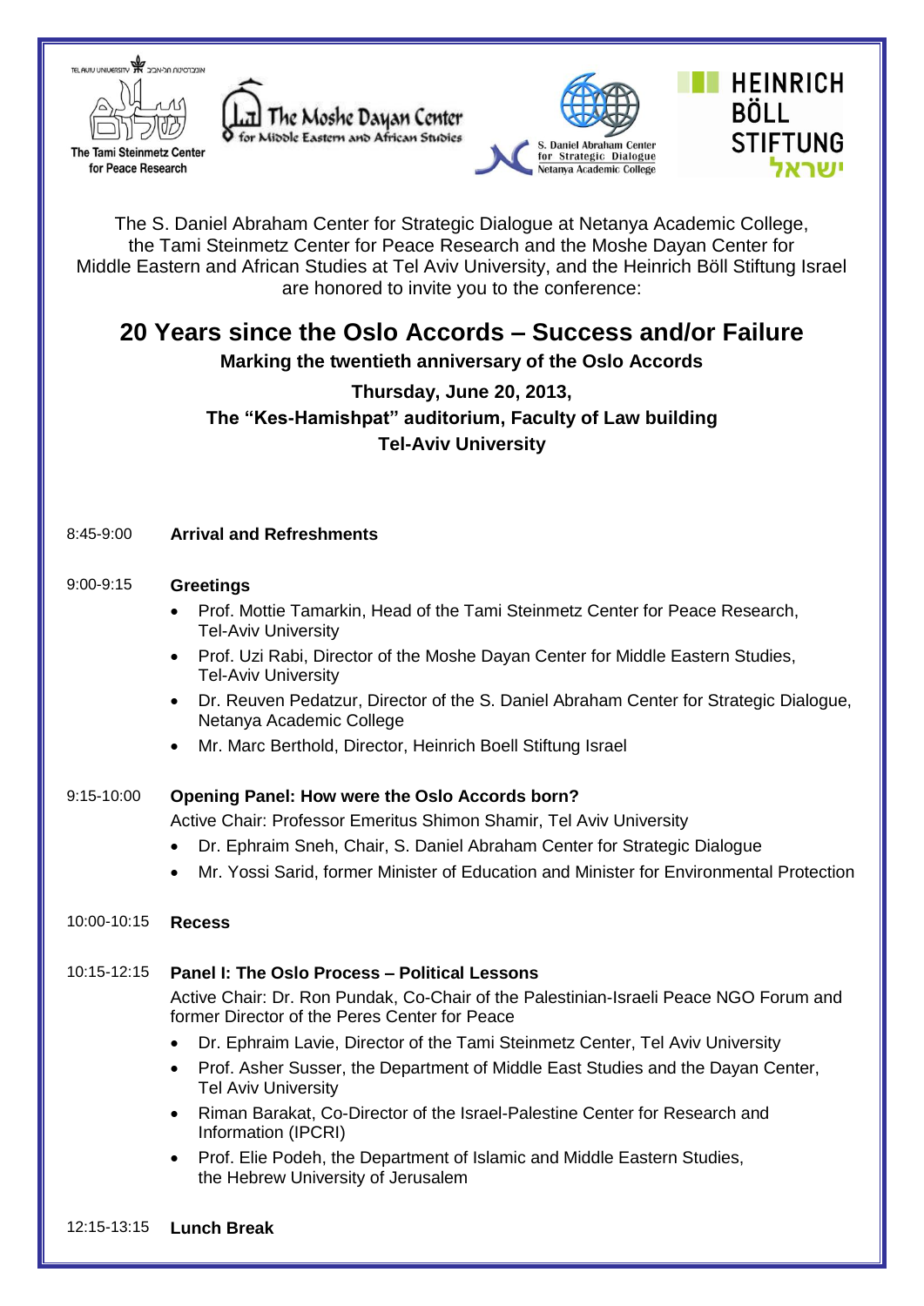TEL AVIV UNIVERSITY אוניברסיטת תל-אביב

The Tami Steinmetz Center for Peace Research

The Moshe Dayan Center for Middle Eastern and African Studies

S. Daniel Abraham Center for Strategic Dialogue Netanya Academic College

HEINRICH BÖLL STIFTUNG ישראל

The S. Daniel Abraham Center for Strategic Dialogue at Netanya Academic College, the Tami Steinmetz Center for Peace Research and the Moshe Dayan Center for Middle Eastern and African Studies at Tel Aviv University, and the Heinrich Böll Stiftung Israel are honored to invite you to the conference:

# 20 Years since the Oslo Accords – Success and/or Failure

**Marking the twentieth anniversary of the Oslo Accords**

**Thursday, June 20, 2013,**
**The "Kes-Hamishpat" auditorium, Faculty of Law building**
**Tel-Aviv University**

8:45-9:00 **Arrival and Refreshments**

9:00-9:15 **Greetings**

- Prof. Mottie Tamarkin, Head of the Tami Steinmetz Center for Peace Research, Tel-Aviv University
- Prof. Uzi Rabi, Director of the Moshe Dayan Center for Middle Eastern Studies, Tel-Aviv University
- Dr. Reuven Pedatzur, Director of the S. Daniel Abraham Center for Strategic Dialogue, Netanya Academic College
- Mr. Marc Berthold, Director, Heinrich Boell Stiftung Israel

9:15-10:00 **Opening Panel: How were the Oslo Accords born?**

Active Chair: Professor Emeritus Shimon Shamir, Tel Aviv University

- Dr. Ephraim Sneh, Chair, S. Daniel Abraham Center for Strategic Dialogue
- Mr. Yossi Sarid, former Minister of Education and Minister for Environmental Protection

10:00-10:15 **Recess**

10:15-12:15 **Panel I: The Oslo Process – Political Lessons**

Active Chair: Dr. Ron Pundak, Co-Chair of the Palestinian-Israeli Peace NGO Forum and former Director of the Peres Center for Peace

- Dr. Ephraim Lavie, Director of the Tami Steinmetz Center, Tel Aviv University
- Prof. Asher Susser, the Department of Middle East Studies and the Dayan Center, Tel Aviv University
- Riman Barakat, Co-Director of the Israel-Palestine Center for Research and Information (IPCRI)
- Prof. Elie Podeh, the Department of Islamic and Middle Eastern Studies, the Hebrew University of Jerusalem

12:15-13:15 **Lunch Break**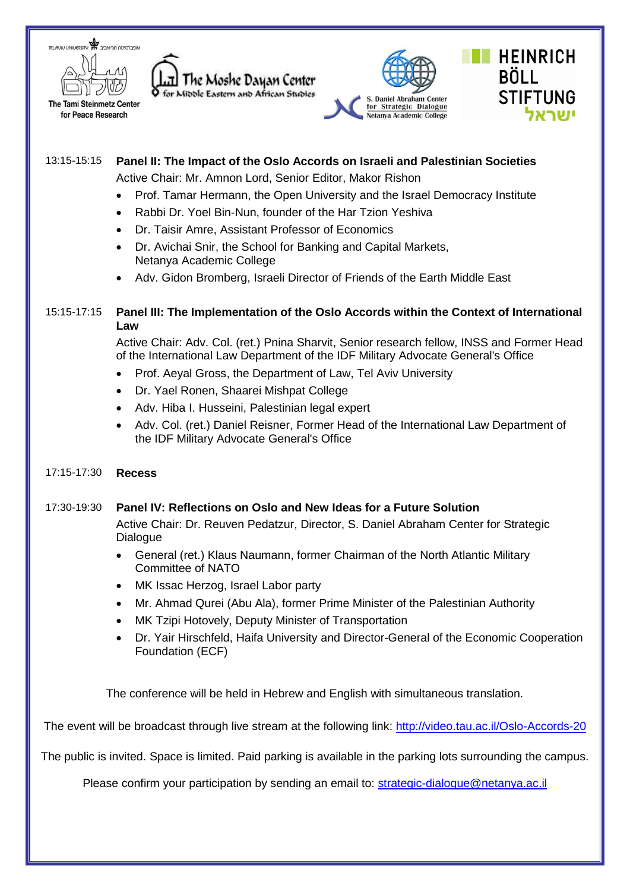TEL AVIV UNIVERSITY אוניברסיטת תל-אביב

The Tami Steinmetz Center for Peace Research

The Moshe Dayan Center for Middle Eastern and African Studies

S. Daniel Abraham Center for Strategic Dialogue Netanya Academic College

HEINRICH BÖLL STIFTUNG ישראל

13:15-15:15 **Panel II: The Impact of the Oslo Accords on Israeli and Palestinian Societies**

Active Chair: Mr. Amnon Lord, Senior Editor, Makor Rishon

- Prof. Tamar Hermann, the Open University and the Israel Democracy Institute
- Rabbi Dr. Yoel Bin-Nun, founder of the Har Tzion Yeshiva
- Dr. Taisir Amre, Assistant Professor of Economics
- Dr. Avichai Snir, the School for Banking and Capital Markets, Netanya Academic College
- Adv. Gidon Bromberg, Israeli Director of Friends of the Earth Middle East

15:15-17:15 **Panel III: The Implementation of the Oslo Accords within the Context of International Law**

Active Chair: Adv. Col. (ret.) Pnina Sharvit, Senior research fellow, INSS and Former Head of the International Law Department of the IDF Military Advocate General's Office

- Prof. Aeyal Gross, the Department of Law, Tel Aviv University
- Dr. Yael Ronen, Shaarei Mishpat College
- Adv. Hiba I. Husseini, Palestinian legal expert
- Adv. Col. (ret.) Daniel Reisner, Former Head of the International Law Department of the IDF Military Advocate General's Office

17:15-17:30 **Recess**

17:30-19:30 **Panel IV: Reflections on Oslo and New Ideas for a Future Solution**

Active Chair: Dr. Reuven Pedatzur, Director, S. Daniel Abraham Center for Strategic Dialogue

- General (ret.) Klaus Naumann, former Chairman of the North Atlantic Military Committee of NATO
- MK Issac Herzog, Israel Labor party
- Mr. Ahmad Qurei (Abu Ala), former Prime Minister of the Palestinian Authority
- MK Tzipi Hotovely, Deputy Minister of Transportation
- Dr. Yair Hirschfeld, Haifa University and Director-General of the Economic Cooperation Foundation (ECF)

The conference will be held in Hebrew and English with simultaneous translation.

The event will be broadcast through live stream at the following link: http://video.tau.ac.il/Oslo-Accords-20

The public is invited. Space is limited. Paid parking is available in the parking lots surrounding the campus.

Please confirm your participation by sending an email to: strategic-dialogue@netanya.ac.il